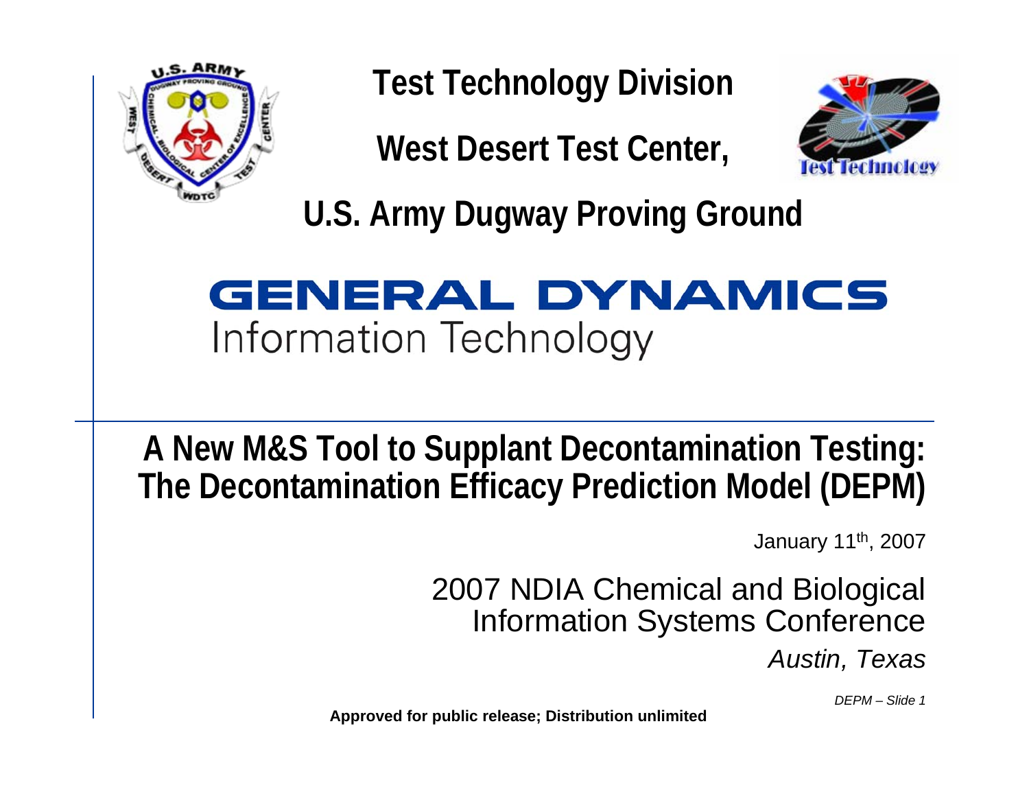**Test Technology Division**

**West Desert Test Center,**

**U.S. Army Dugway Proving Ground**

GENERAL DYNAMICS
Information Technology

# A New M&S Tool to Supplant Decontamination Testing: The Decontamination Efficacy Prediction Model (DEPM)

January 11th, 2007

2007 NDIA Chemical and Biological Information Systems Conference

*Austin, Texas*

**Approved for public release; Distribution unlimited**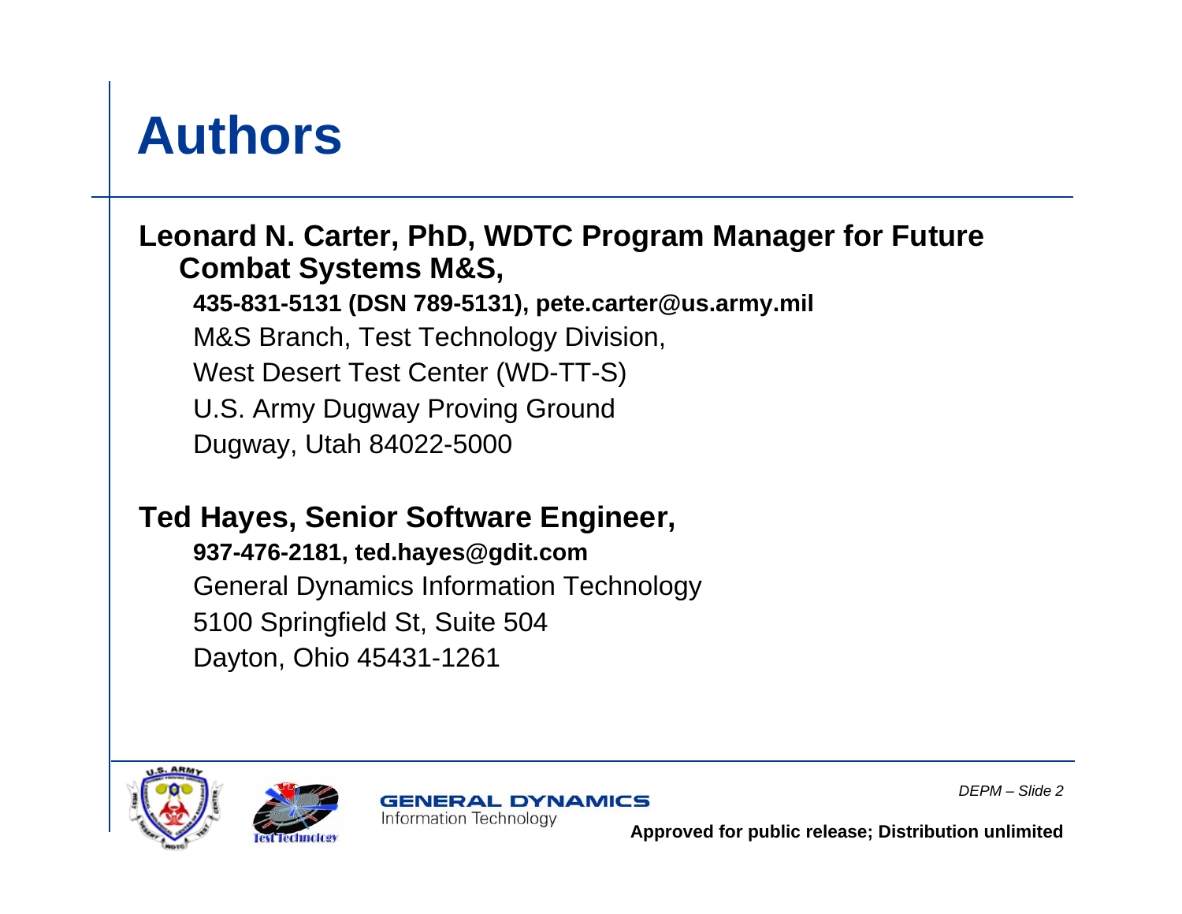# Authors

**Leonard N. Carter, PhD, WDTC Program Manager for Future Combat Systems M&S,**

**435-831-5131 (DSN 789-5131), pete.carter@us.army.mil**

M&S Branch, Test Technology Division,

West Desert Test Center (WD-TT-S)

U.S. Army Dugway Proving Ground

Dugway, Utah 84022-5000

**Ted Hayes, Senior Software Engineer,**

**937-476-2181, ted.hayes@gdit.com**

General Dynamics Information Technology

5100 Springfield St, Suite 504

Dayton, Ohio 45431-1261

**Approved for public release; Distribution unlimited**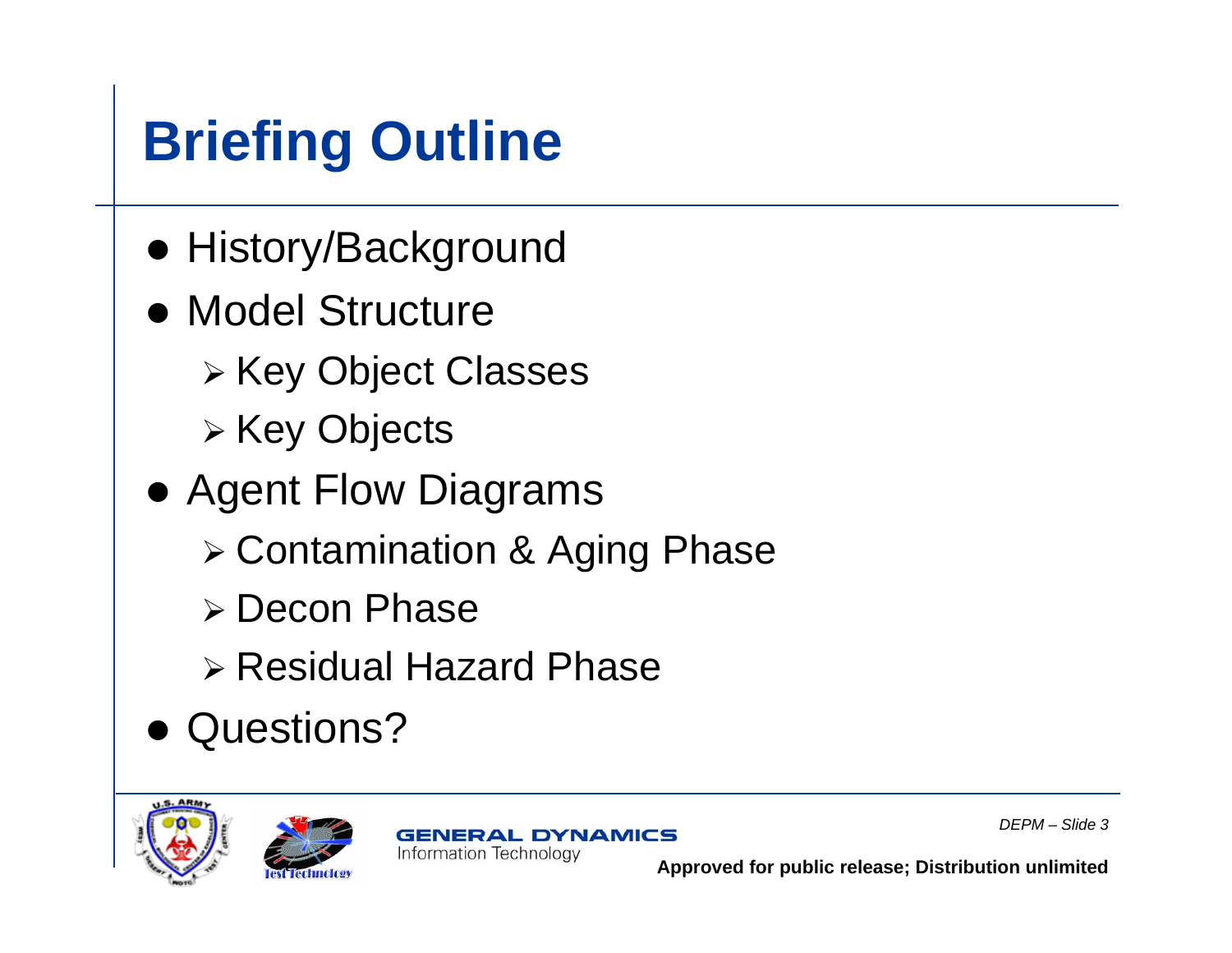# Briefing Outline

- History/Background
- Model Structure
  - Key Object Classes
  - Key Objects
- Agent Flow Diagrams
  - Contamination & Aging Phase
  - Decon Phase
  - Residual Hazard Phase
- Questions?

**Approved for public release; Distribution unlimited**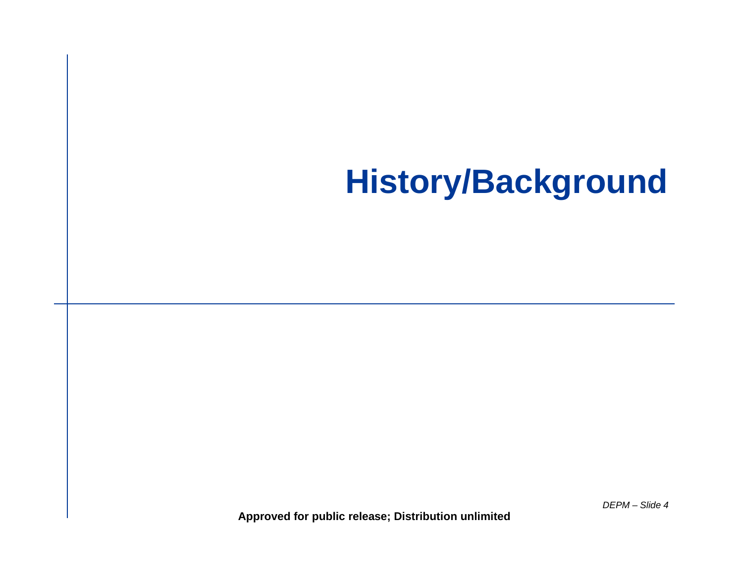# History/Background

**Approved for public release; Distribution unlimited**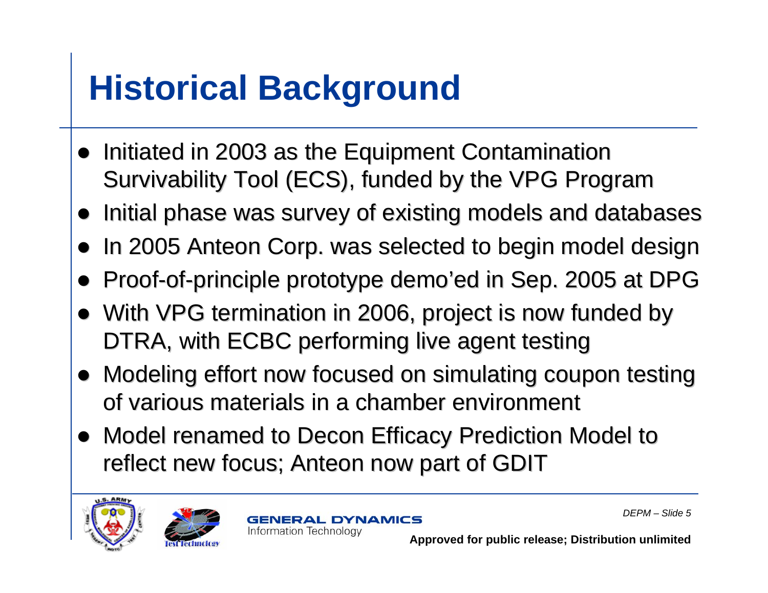# Historical Background

- Initiated in 2003 as the Equipment Contamination Survivability Tool (ECS), funded by the VPG Program
- Initial phase was survey of existing models and databases
- In 2005 Anteon Corp. was selected to begin model design
- Proof-of-principle prototype demo'ed in Sep. 2005 at DPG
- With VPG termination in 2006, project is now funded by DTRA, with ECBC performing live agent testing
- Modeling effort now focused on simulating coupon testing of various materials in a chamber environment
- Model renamed to Decon Efficacy Prediction Model to reflect new focus; Anteon now part of GDIT

**Approved for public release; Distribution unlimited**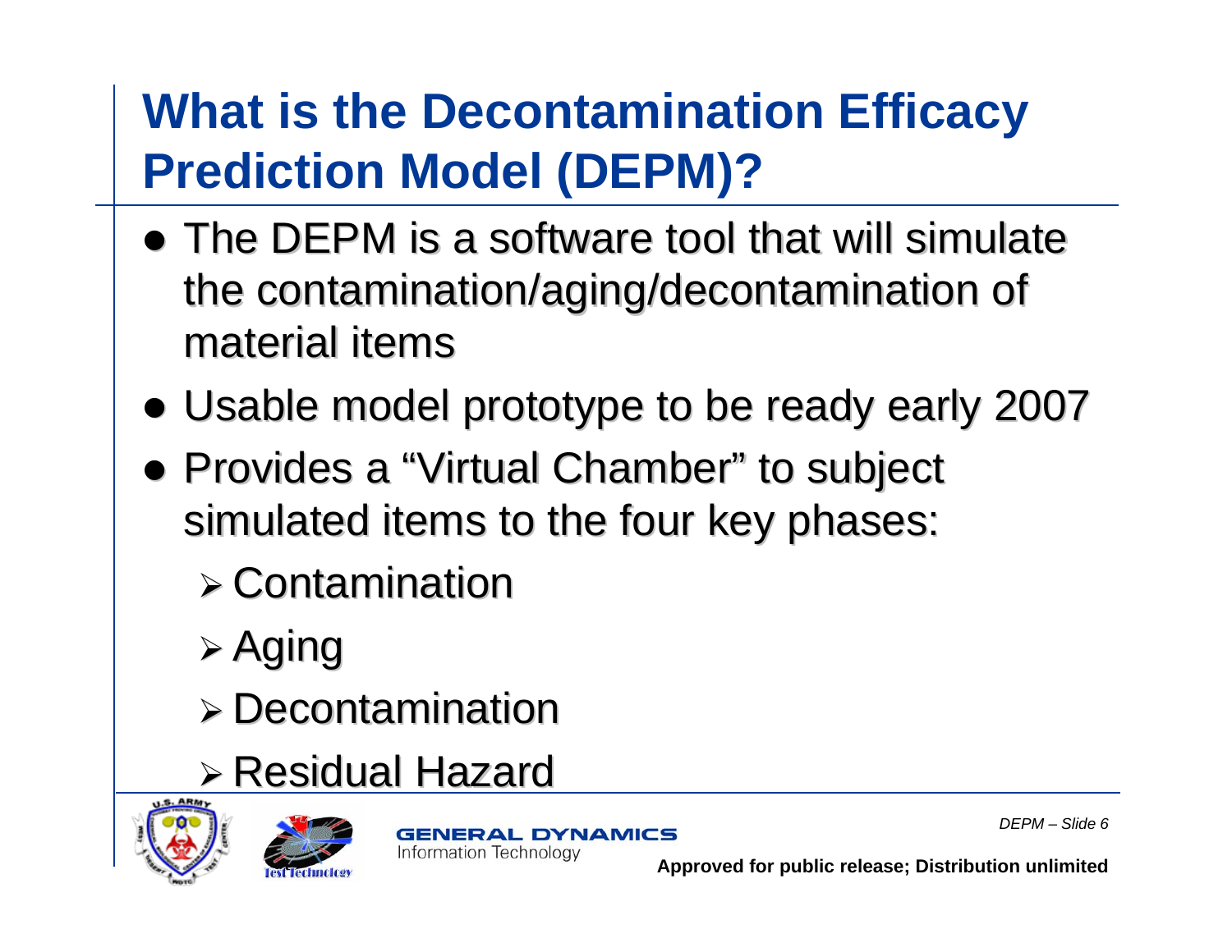# What is the Decontamination Efficacy Prediction Model (DEPM)?

- The DEPM is a software tool that will simulate the contamination/aging/decontamination of material items
- Usable model prototype to be ready early 2007
- Provides a "Virtual Chamber" to subject simulated items to the four key phases:
  - Contamination
  - Aging
  - Decontamination
  - Residual Hazard

GENERAL DYNAMICS
Information Technology

**Approved for public release; Distribution unlimited**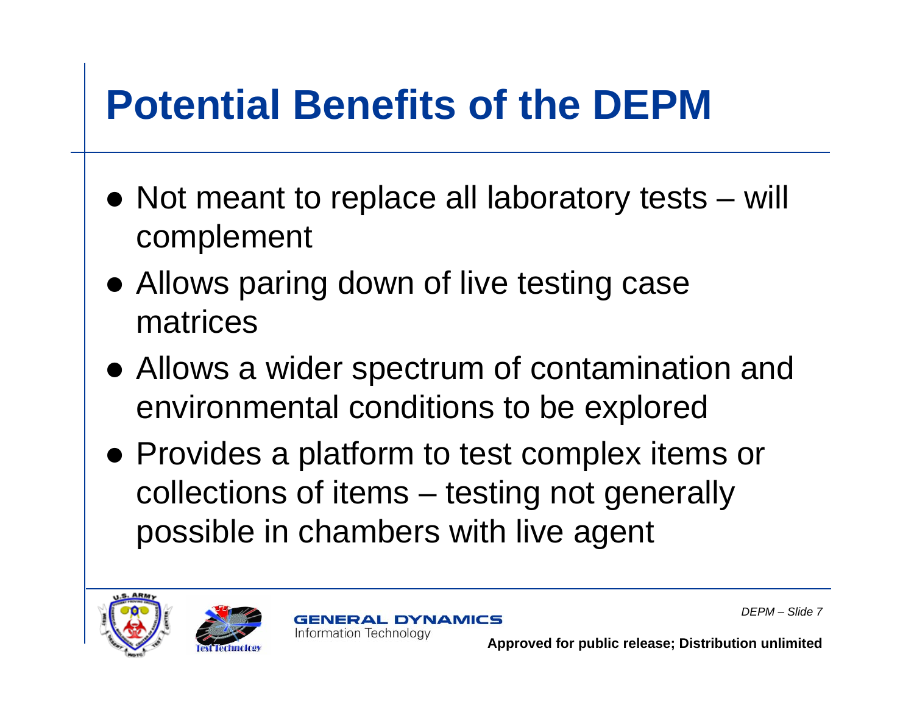# Potential Benefits of the DEPM

- Not meant to replace all laboratory tests – will complement
- Allows paring down of live testing case matrices
- Allows a wider spectrum of contamination and environmental conditions to be explored
- Provides a platform to test complex items or collections of items – testing not generally possible in chambers with live agent

**Approved for public release; Distribution unlimited**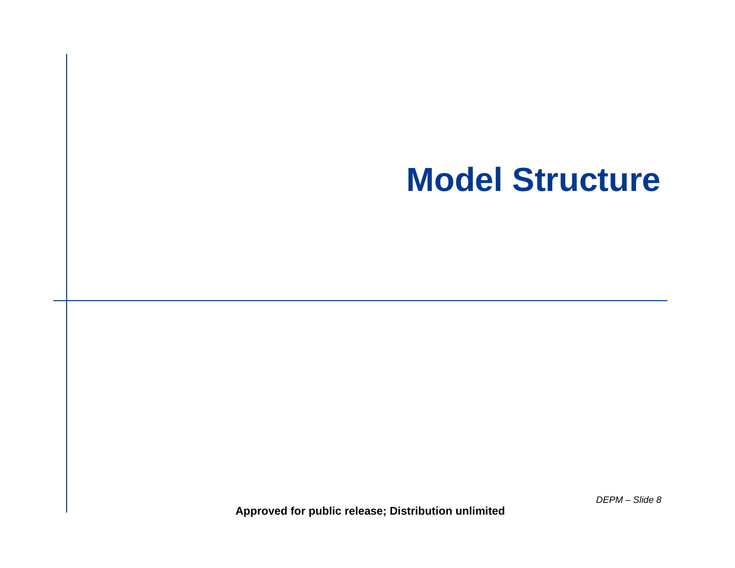# Model Structure

**Approved for public release; Distribution unlimited**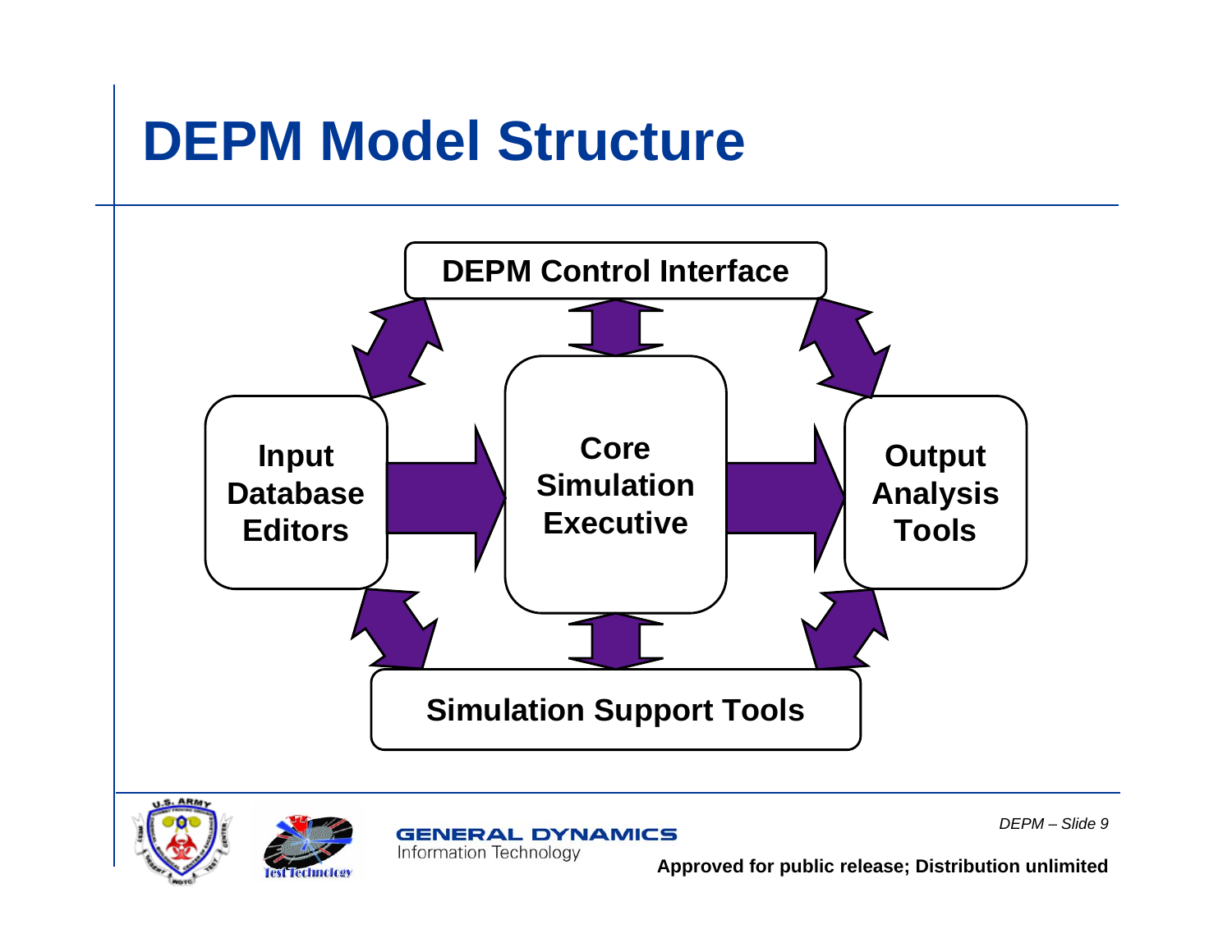# DEPM Model Structure

DEPM Control Interface

Input Database Editors

Core Simulation Executive

Output Analysis Tools

Simulation Support Tools

Approved for public release; Distribution unlimited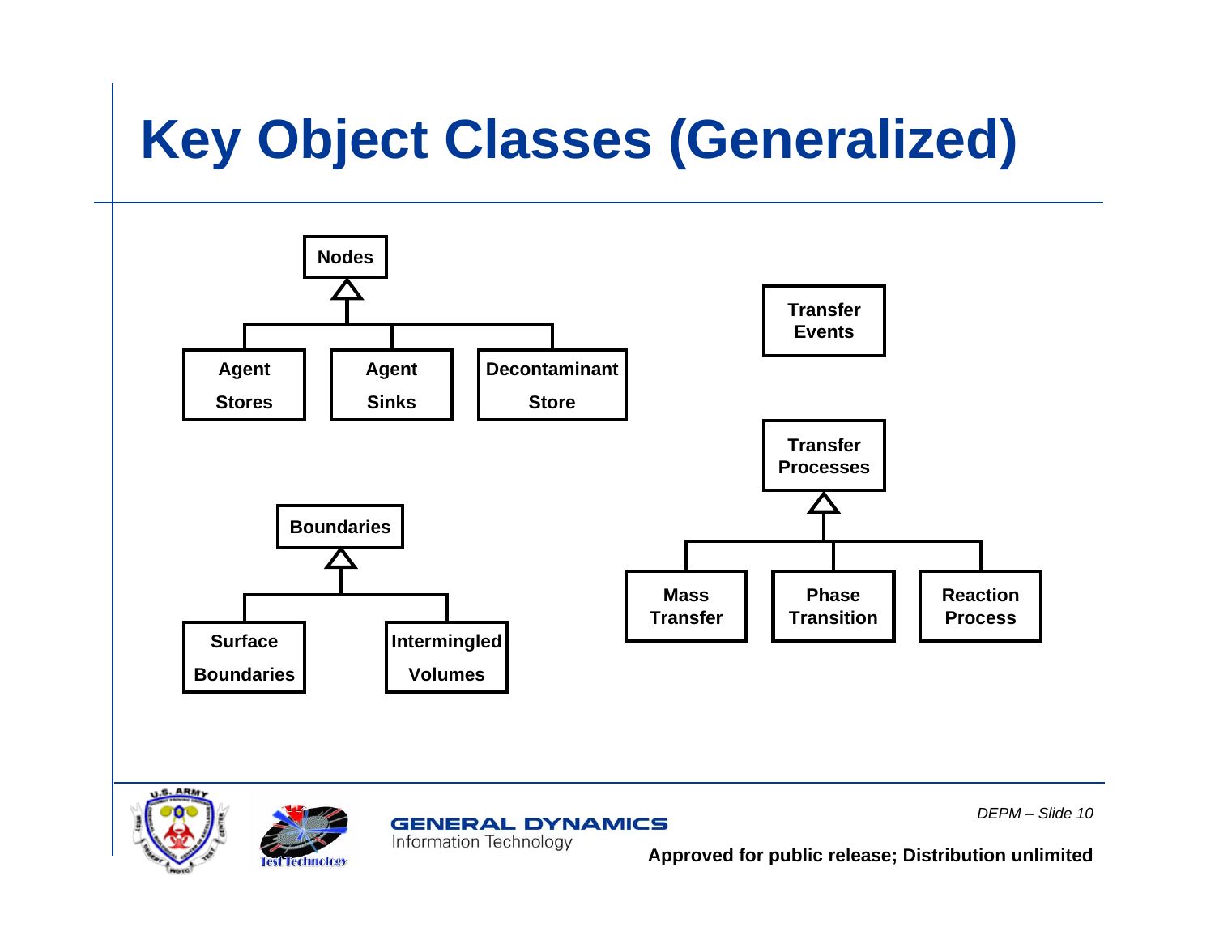# Key Object Classes (Generalized)

- **Nodes**
  - Agent Stores
  - Agent Sinks
  - Decontaminant Store
- **Boundaries**
  - Surface Boundaries
  - Intermingled Volumes
- **Transfer Events**
- **Transfer Processes**
  - Mass Transfer
  - Phase Transition
  - Reaction Process

**Approved for public release; Distribution unlimited**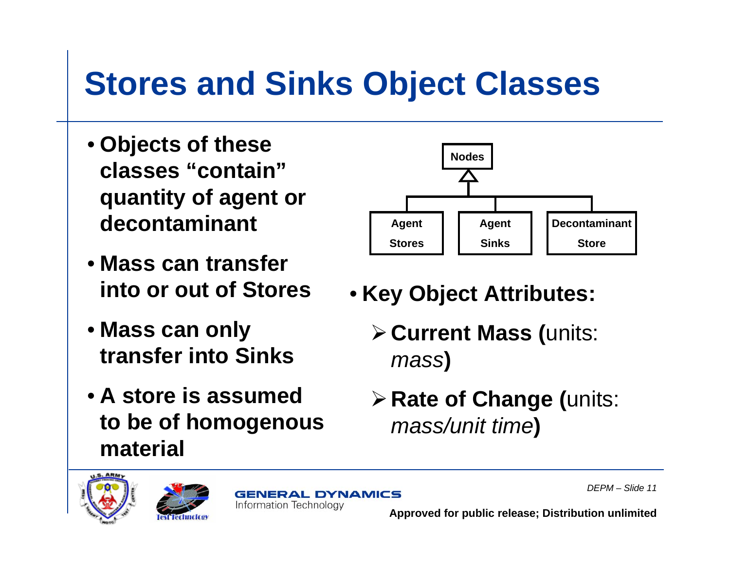# Stores and Sinks Object Classes

- **Objects of these classes "contain" quantity of agent or decontaminant**
- **Mass can transfer into or out of Stores**
- **Mass can only transfer into Sinks**
- **A store is assumed to be of homogenous material**

Nodes

Agent Stores | Agent Sinks | Decontaminant Store

- **Key Object Attributes:**
  - **Current Mass (**units: *mass***)**
  - **Rate of Change (**units: *mass/unit time***)**

Approved for public release; Distribution unlimited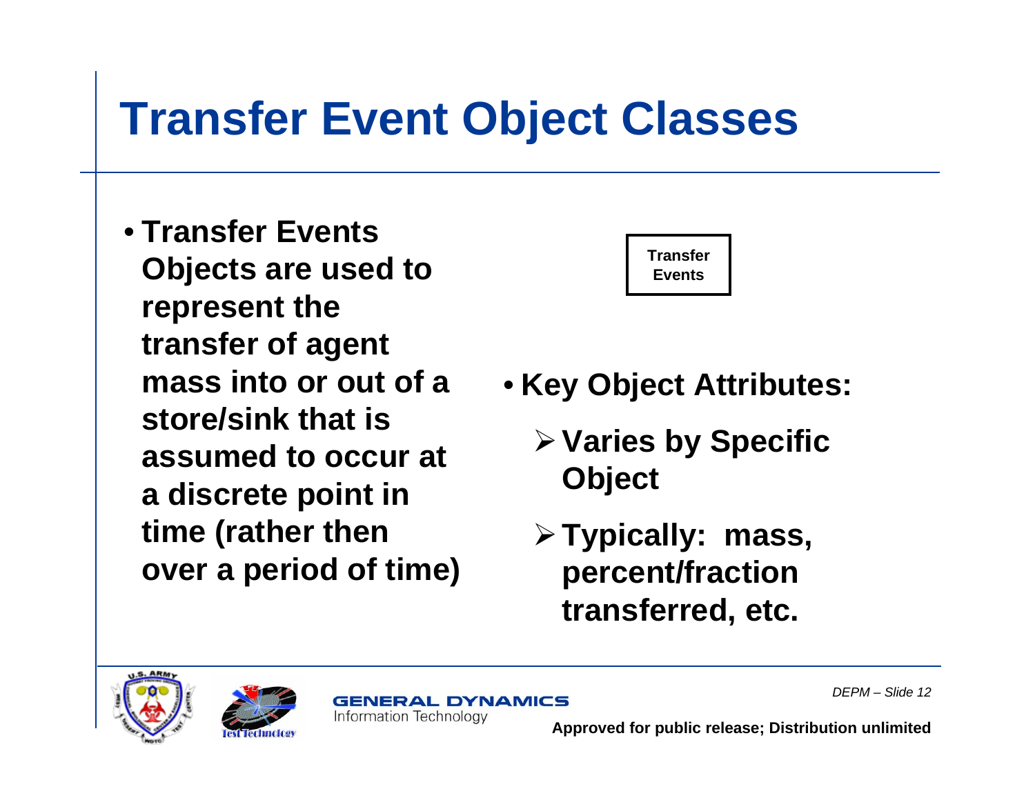# Transfer Event Object Classes

- **Transfer Events Objects are used to represent the transfer of agent mass into or out of a store/sink that is assumed to occur at a discrete point in time (rather then over a period of time)**

**Transfer Events**

- **Key Object Attributes:**
  - **Varies by Specific Object**
  - **Typically: mass, percent/fraction transferred, etc.**

**Approved for public release; Distribution unlimited**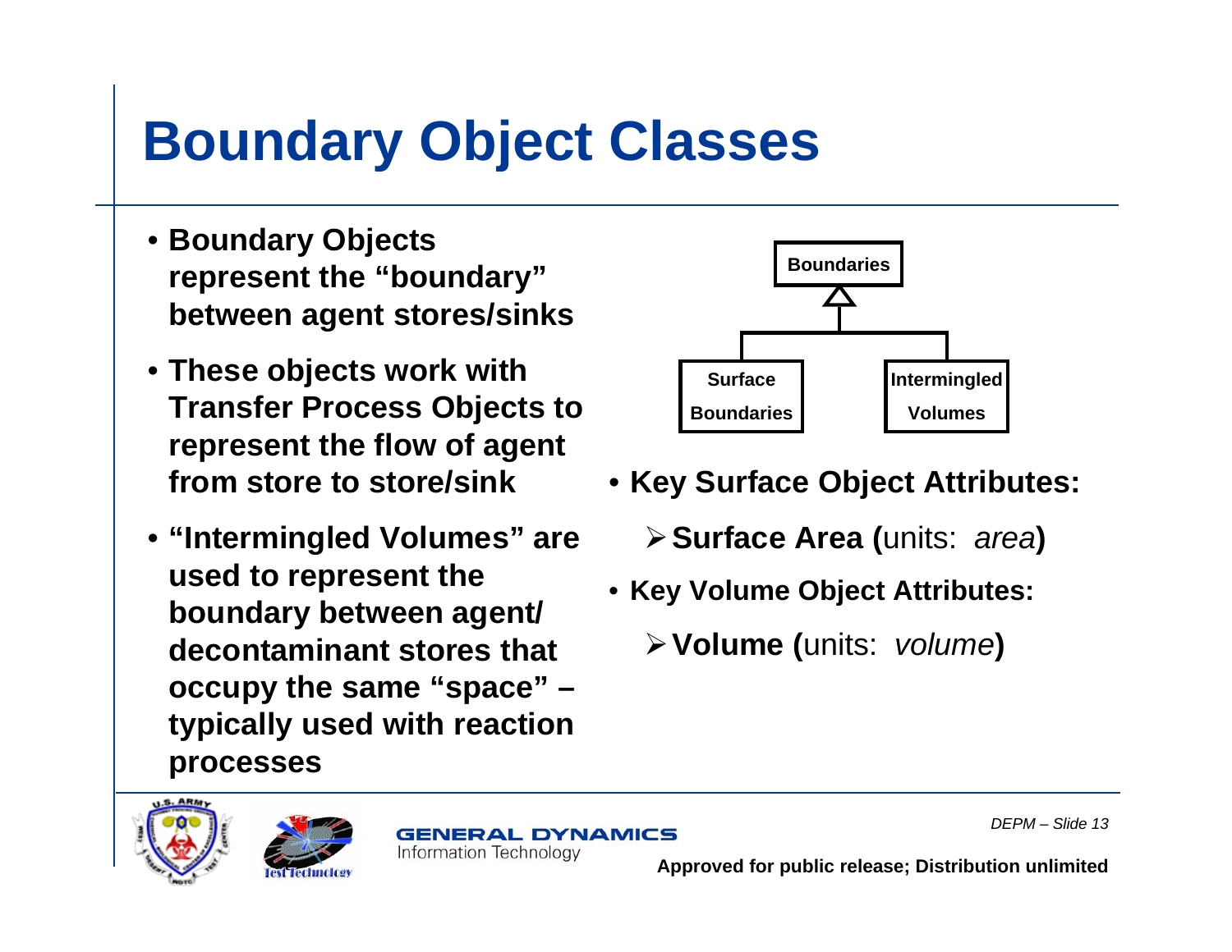# Boundary Object Classes

- **Boundary Objects represent the "boundary" between agent stores/sinks**
- **These objects work with Transfer Process Objects to represent the flow of agent from store to store/sink**
- **"Intermingled Volumes" are used to represent the boundary between agent/ decontaminant stores that occupy the same "space" – typically used with reaction processes**

Boundaries
- Surface Boundaries
- Intermingled Volumes

- **Key Surface Object Attributes:**
  - **Surface Area (**units: *area***)**
- **Key Volume Object Attributes:**
  - **Volume (**units: *volume***)**

GENERAL DYNAMICS
Information Technology

*DEPM – Slide 13*

**Approved for public release; Distribution unlimited**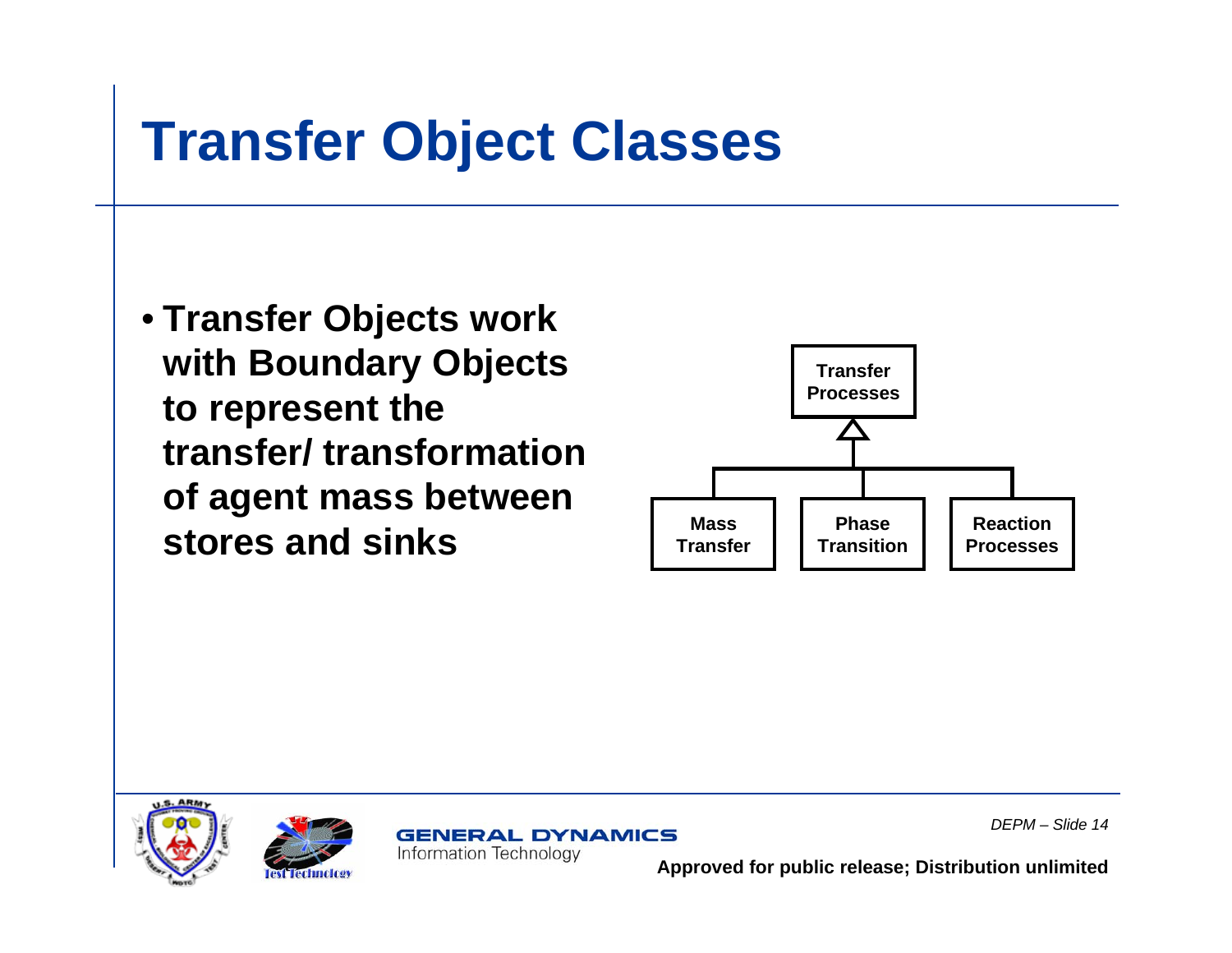# Transfer Object Classes

- **Transfer Objects work with Boundary Objects to represent the transfer/ transformation of agent mass between stores and sinks**

**Transfer Processes**

- **Mass Transfer**
- **Phase Transition**
- **Reaction Processes**

**Approved for public release; Distribution unlimited**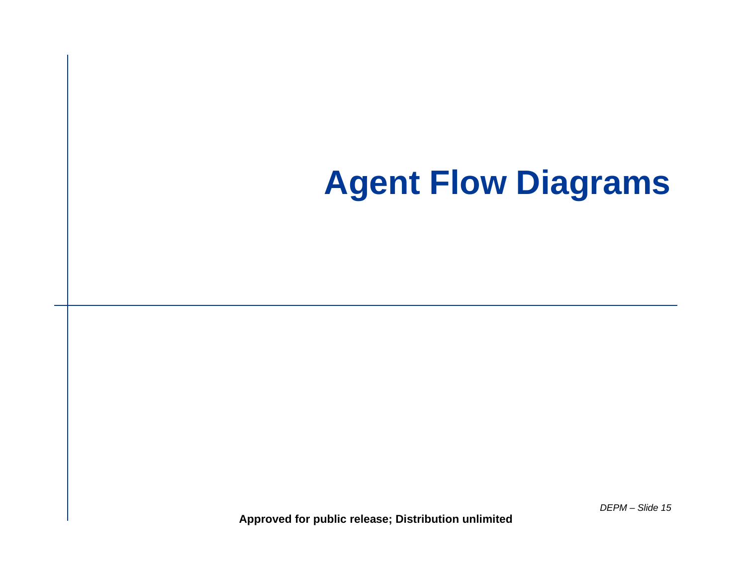# Agent Flow Diagrams

**Approved for public release; Distribution unlimited**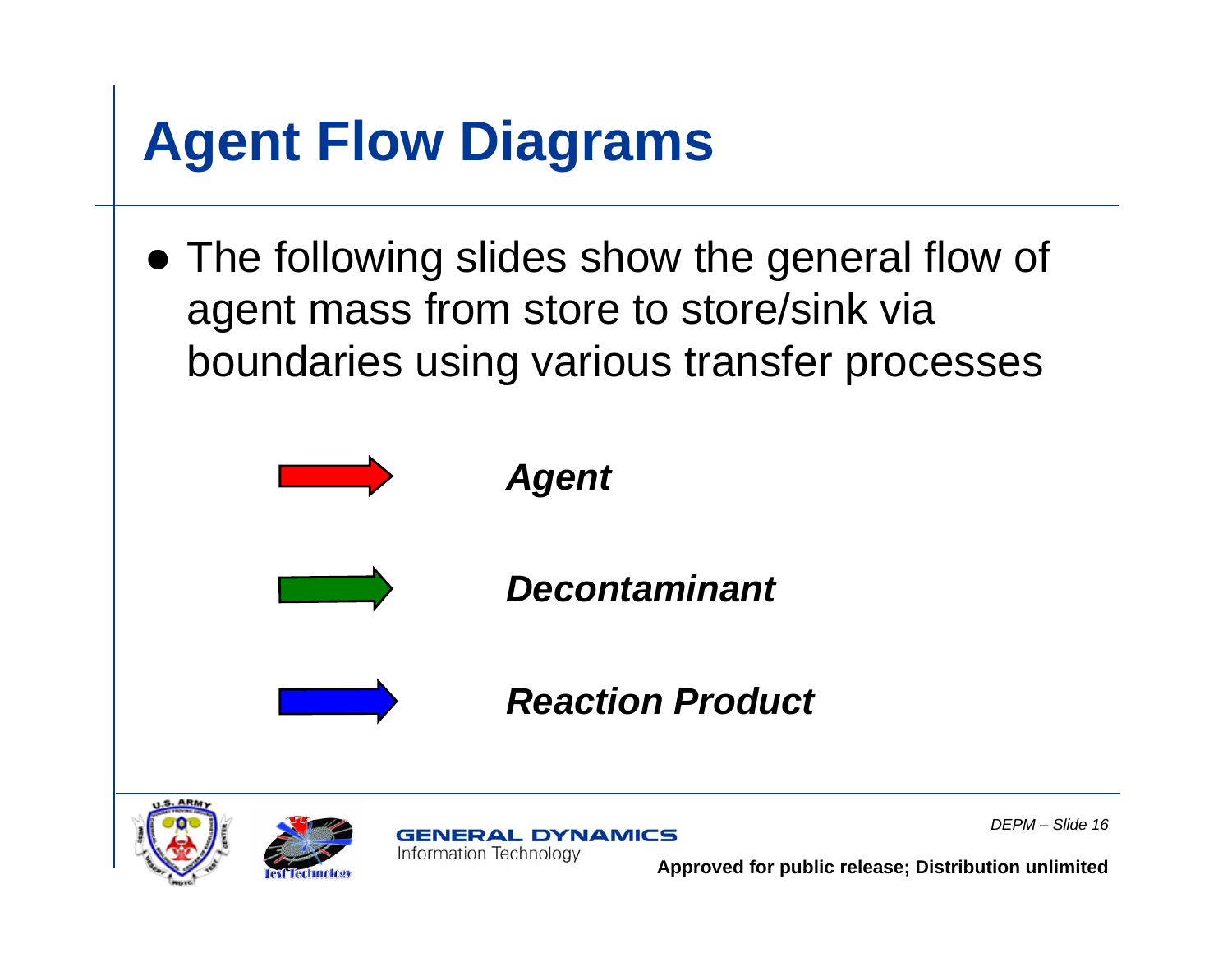# Agent Flow Diagrams

- The following slides show the general flow of agent mass from store to store/sink via boundaries using various transfer processes

***Agent***

***Decontaminant***

***Reaction Product***

Approved for public release; Distribution unlimited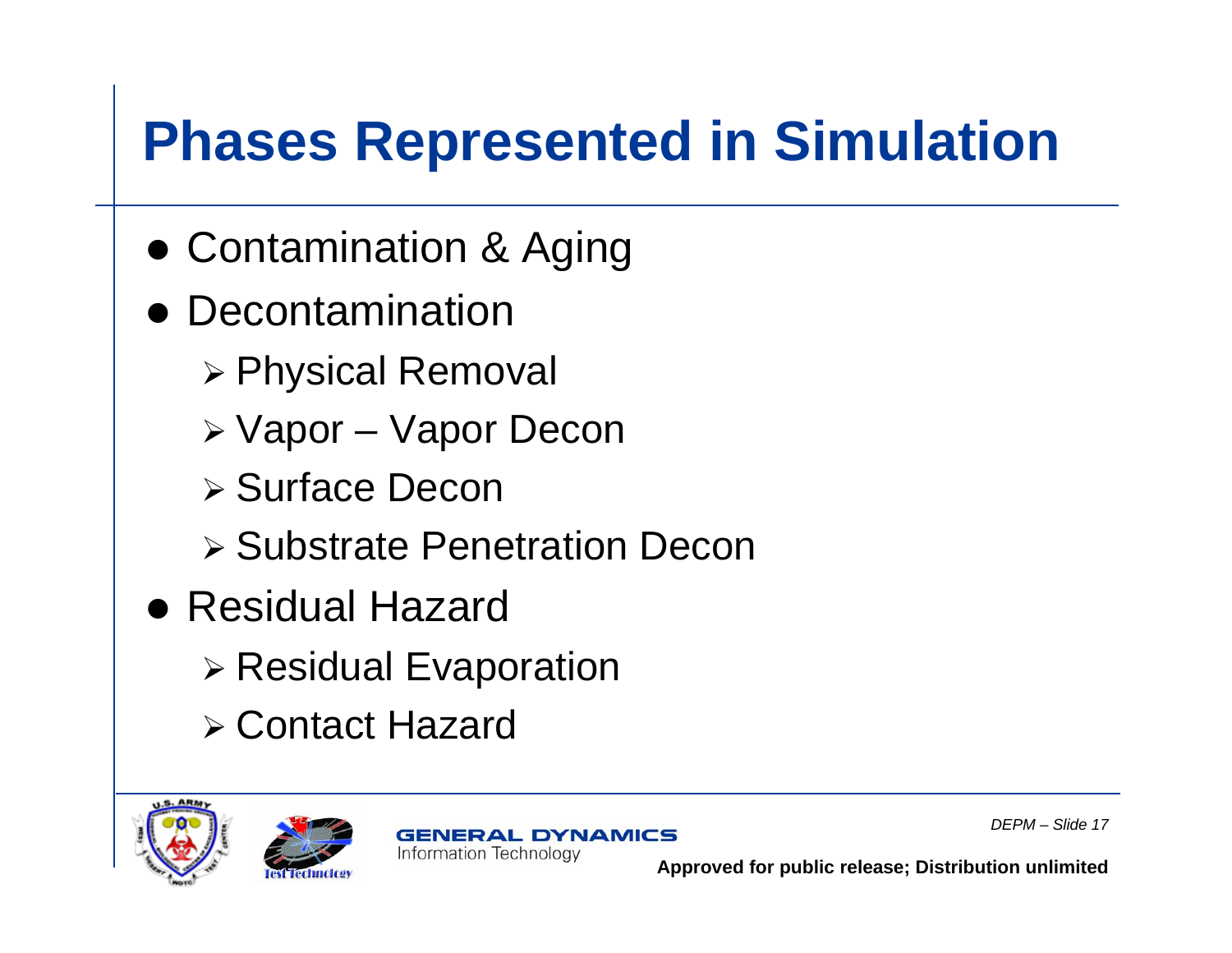# Phases Represented in Simulation

- Contamination & Aging
- Decontamination
  - Physical Removal
  - Vapor – Vapor Decon
  - Surface Decon
  - Substrate Penetration Decon
- Residual Hazard
  - Residual Evaporation
  - Contact Hazard

**Approved for public release; Distribution unlimited**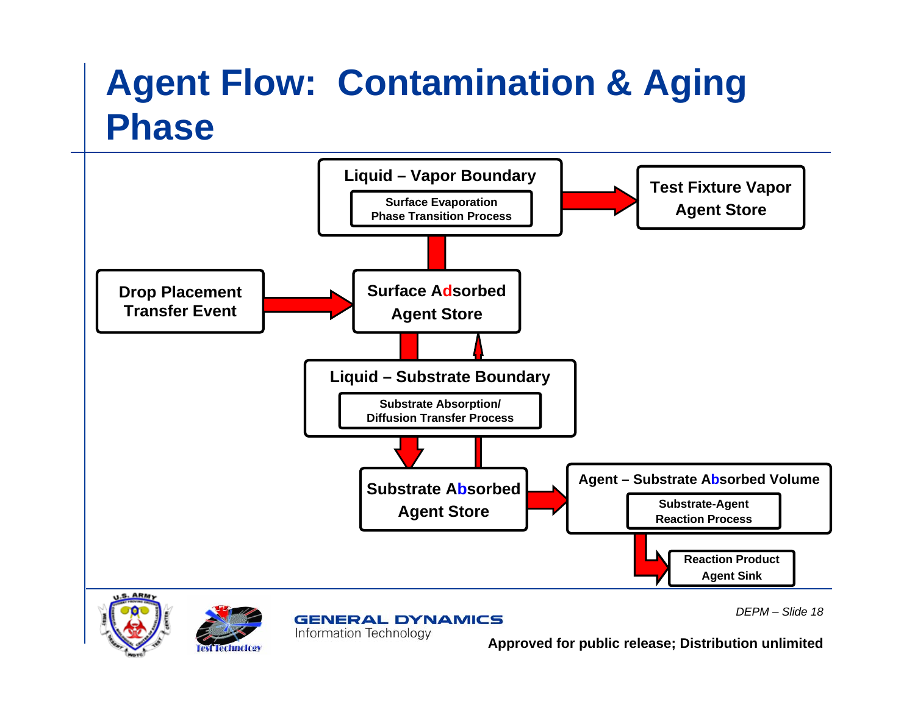# Agent Flow: Contamination & Aging Phase

**Liquid – Vapor Boundary**
- Surface Evaporation Phase Transition Process

**Test Fixture Vapor Agent Store**

**Drop Placement Transfer Event**

**Surface Adsorbed Agent Store**

**Liquid – Substrate Boundary**
- Substrate Absorption/ Diffusion Transfer Process

**Substrate Absorbed Agent Store**

**Agent – Substrate Absorbed Volume**
- Substrate-Agent Reaction Process

**Reaction Product Agent Sink**

GENERAL DYNAMICS
Information Technology

*DEPM – Slide 18*

**Approved for public release; Distribution unlimited**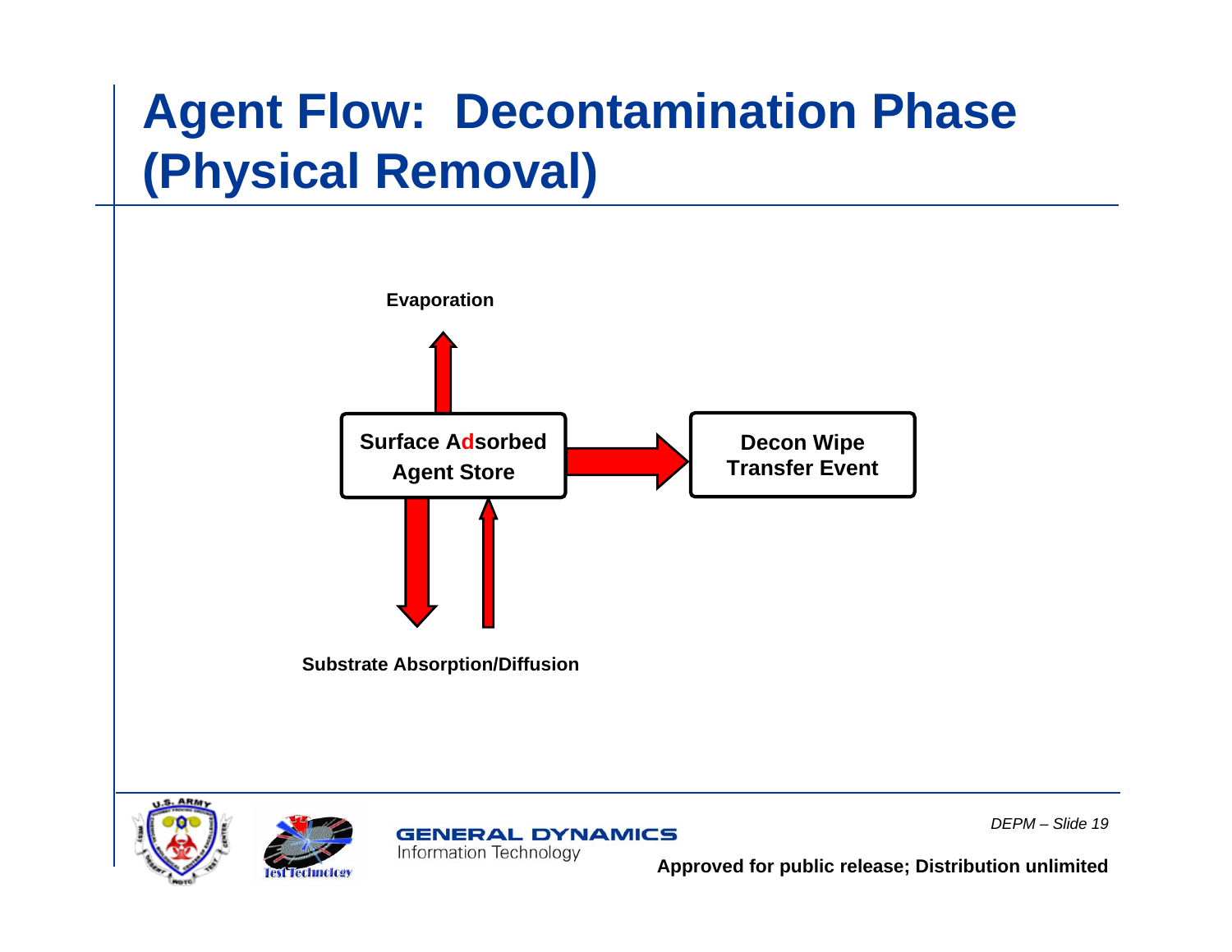# Agent Flow: Decontamination Phase (Physical Removal)

Evaporation

**Surface Adsorbed Agent Store**

**Decon Wipe Transfer Event**

Substrate Absorption/Diffusion

Approved for public release; Distribution unlimited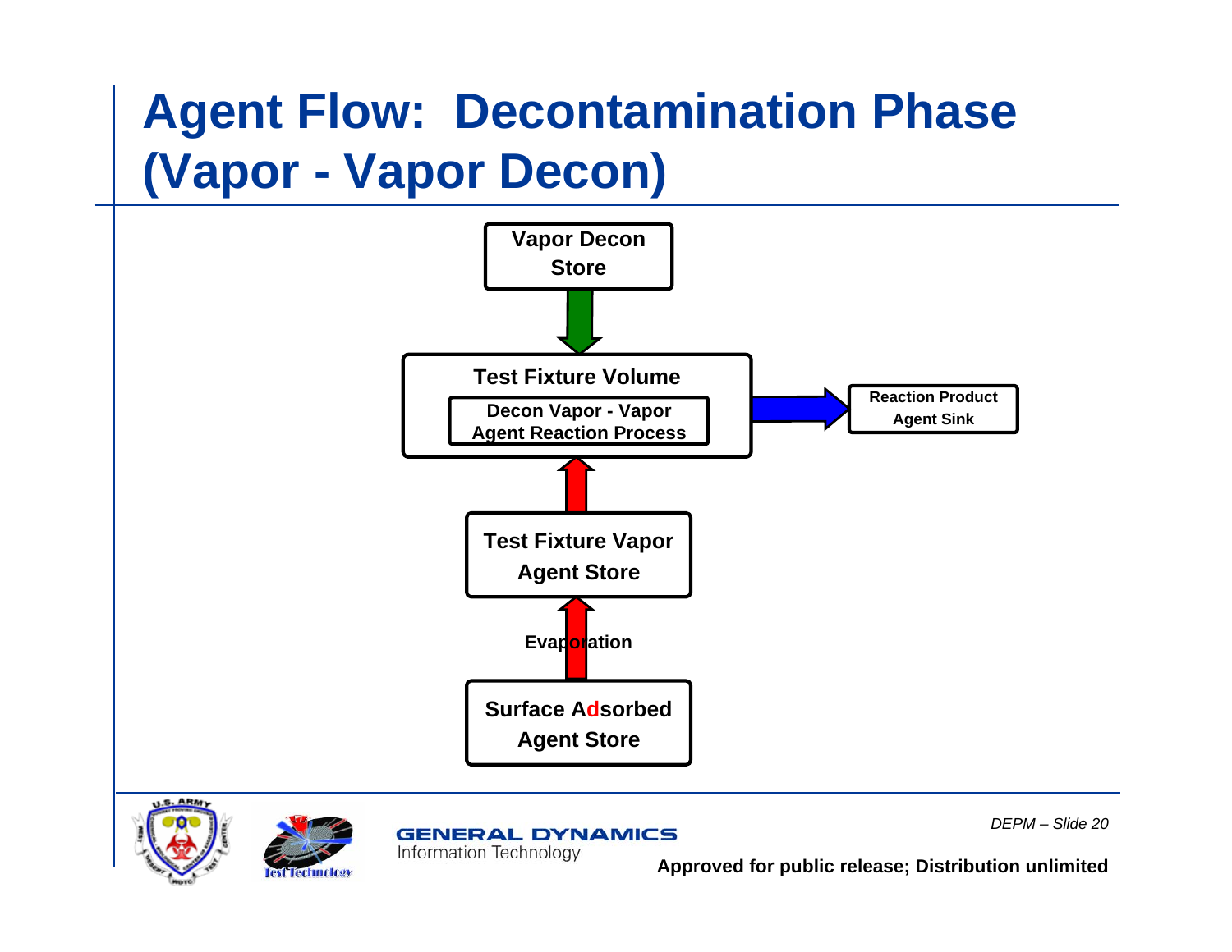# Agent Flow: Decontamination Phase (Vapor - Vapor Decon)

Vapor Decon Store

Test Fixture Volume

Decon Vapor - Vapor Agent Reaction Process

Reaction Product Agent Sink

Test Fixture Vapor Agent Store

Evaporation

Surface Adsorbed Agent Store

Approved for public release; Distribution unlimited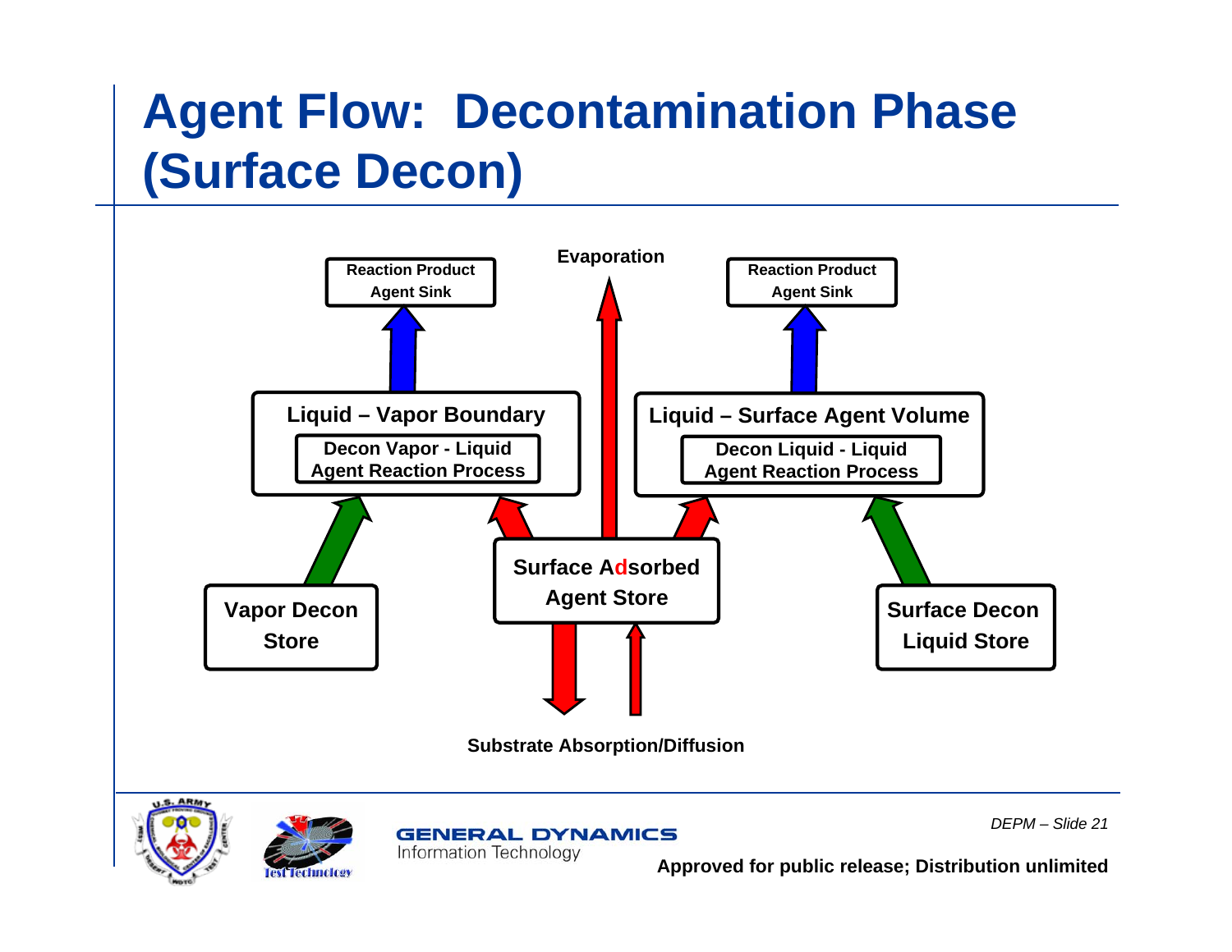# Agent Flow: Decontamination Phase (Surface Decon)

Evaporation

Reaction Product Agent Sink

Reaction Product Agent Sink

**Liquid – Vapor Boundary**

Decon Vapor - Liquid Agent Reaction Process

**Liquid – Surface Agent Volume**

Decon Liquid - Liquid Agent Reaction Process

**Surface Adsorbed Agent Store**

**Vapor Decon Store**

**Surface Decon Liquid Store**

Substrate Absorption/Diffusion

GENERAL DYNAMICS
Information Technology

Approved for public release; Distribution unlimited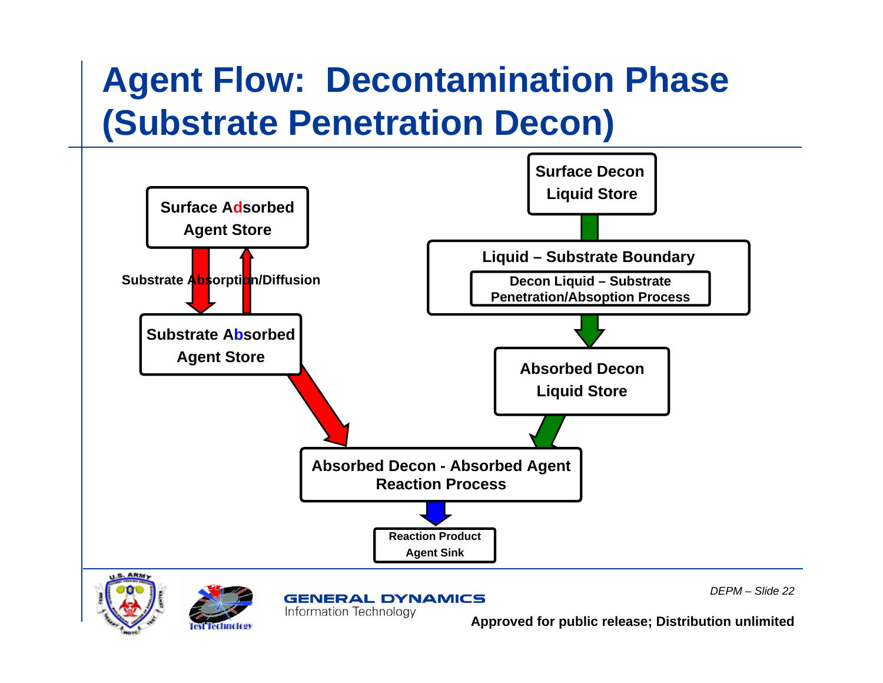# Agent Flow: Decontamination Phase (Substrate Penetration Decon)

Surface Adsorbed Agent Store

Substrate Absorption/Diffusion

Substrate Absorbed Agent Store

Surface Decon Liquid Store

Liquid – Substrate Boundary

Decon Liquid – Substrate Penetration/Absoption Process

Absorbed Decon Liquid Store

Absorbed Decon - Absorbed Agent Reaction Process

Reaction Product Agent Sink

GENERAL DYNAMICS Information Technology

*DEPM – Slide 22*

**Approved for public release; Distribution unlimited**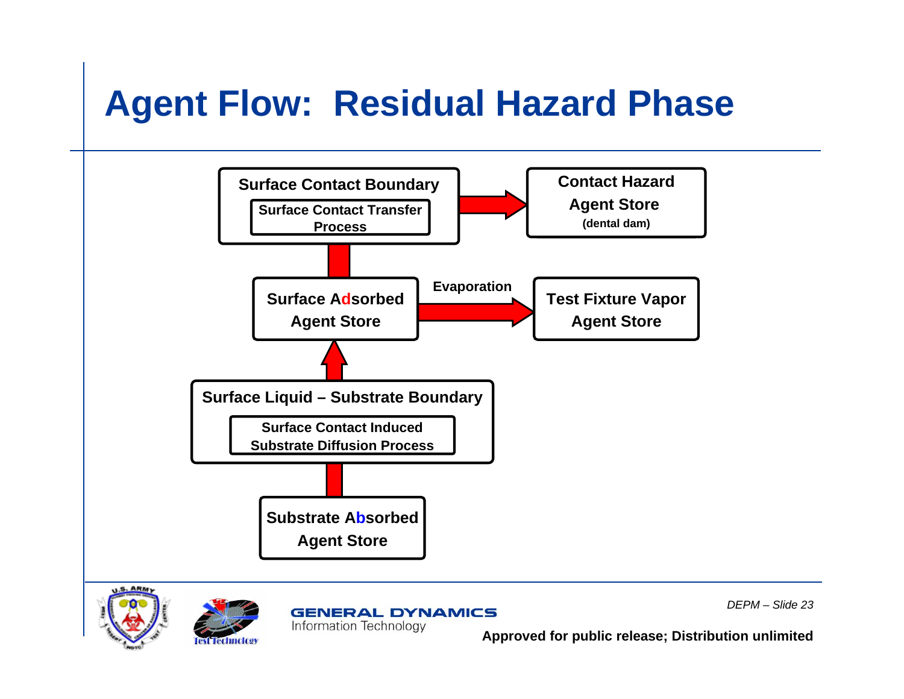# Agent Flow: Residual Hazard Phase

**Surface Contact Boundary**

**Surface Contact Transfer Process**

**Contact Hazard Agent Store**
**(dental dam)**

**Surface Adsorbed Agent Store**

**Evaporation**

**Test Fixture Vapor Agent Store**

**Surface Liquid – Substrate Boundary**

**Surface Contact Induced Substrate Diffusion Process**

**Substrate Absorbed Agent Store**

GENERAL DYNAMICS
Information Technology

*DEPM – Slide 23*

**Approved for public release; Distribution unlimited**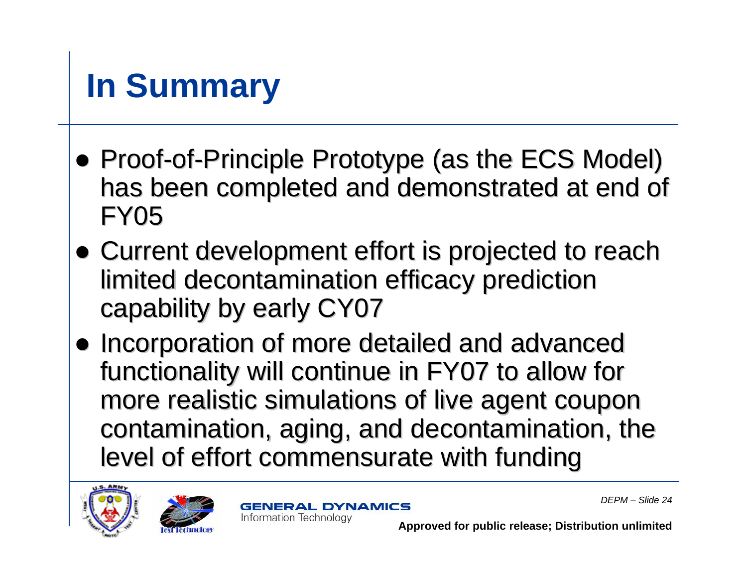# In Summary

- Proof-of-Principle Prototype (as the ECS Model) has been completed and demonstrated at end of FY05
- Current development effort is projected to reach limited decontamination efficacy prediction capability by early CY07
- Incorporation of more detailed and advanced functionality will continue in FY07 to allow for more realistic simulations of live agent coupon contamination, aging, and decontamination, the level of effort commensurate with funding

**Approved for public release; Distribution unlimited**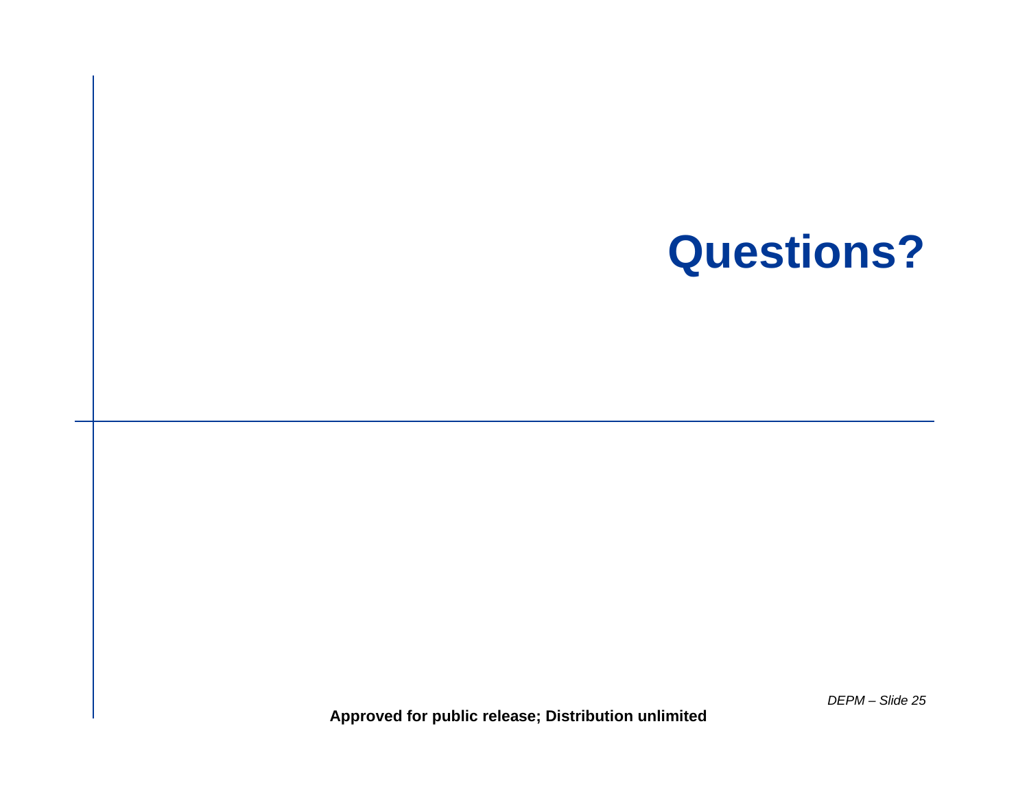# Questions?

**Approved for public release; Distribution unlimited**